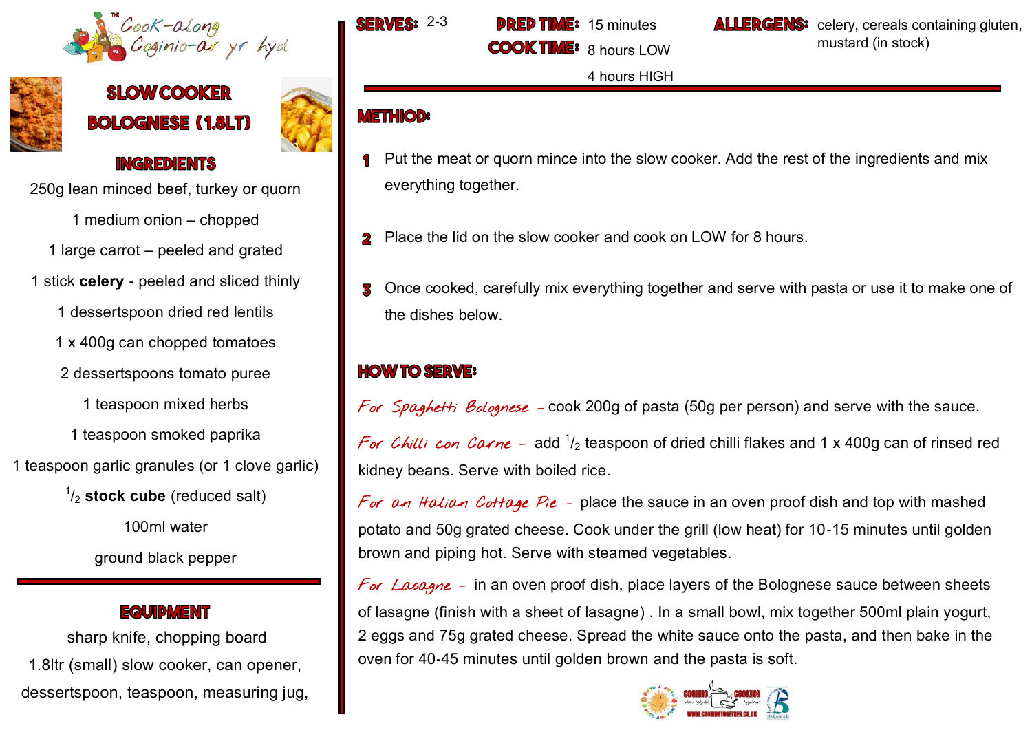The Cook-along
Coginio-ar yr hyd

# SLOW COOKER BOLOGNESE (1.8LT)

## INGREDIENTS

250g lean minced beef, turkey or quorn

1 medium onion – chopped

1 large carrot – peeled and grated

1 stick **celery** - peeled and sliced thinly

1 dessertspoon dried red lentils

1 x 400g can chopped tomatoes

2 dessertspoons tomato puree

1 teaspoon mixed herbs

1 teaspoon smoked paprika

1 teaspoon garlic granules (or 1 clove garlic)

$^{1}/_{2}$ **stock cube** (reduced salt)

100ml water

ground black pepper

## EQUIPMENT

sharp knife, chopping board

1.8ltr (small) slow cooker, can opener,

dessertspoon, teaspoon, measuring jug,

**SERVES:** 2-3

**PREP TIME:** 15 minutes

**COOK TIME:** 8 hours LOW

4 hours HIGH

**ALLERGENS:** celery, cereals containing gluten, mustard (in stock)

## METHOD:

1. Put the meat or quorn mince into the slow cooker. Add the rest of the ingredients and mix everything together.
2. Place the lid on the slow cooker and cook on LOW for 8 hours.
3. Once cooked, carefully mix everything together and serve with pasta or use it to make one of the dishes below.

## HOW TO SERVE:

*For Spaghetti Bolognese* – cook 200g of pasta (50g per person) and serve with the sauce.

*For Chilli con Carne* – add $^{1}/_{2}$ teaspoon of dried chilli flakes and 1 x 400g can of rinsed red kidney beans. Serve with boiled rice.

*For an Italian Cottage Pie* – place the sauce in an oven proof dish and top with mashed potato and 50g grated cheese. Cook under the grill (low heat) for 10-15 minutes until golden brown and piping hot. Serve with steamed vegetables.

*For Lasagne* – in an oven proof dish, place layers of the Bolognese sauce between sheets of lasagne (finish with a sheet of lasagne) . In a small bowl, mix together 500ml plain yogurt, 2 eggs and 75g grated cheese. Spread the white sauce onto the pasta, and then bake in the oven for 40-45 minutes until golden brown and the pasta is soft.

WWW.COOKINGTOGETHER.CO.UK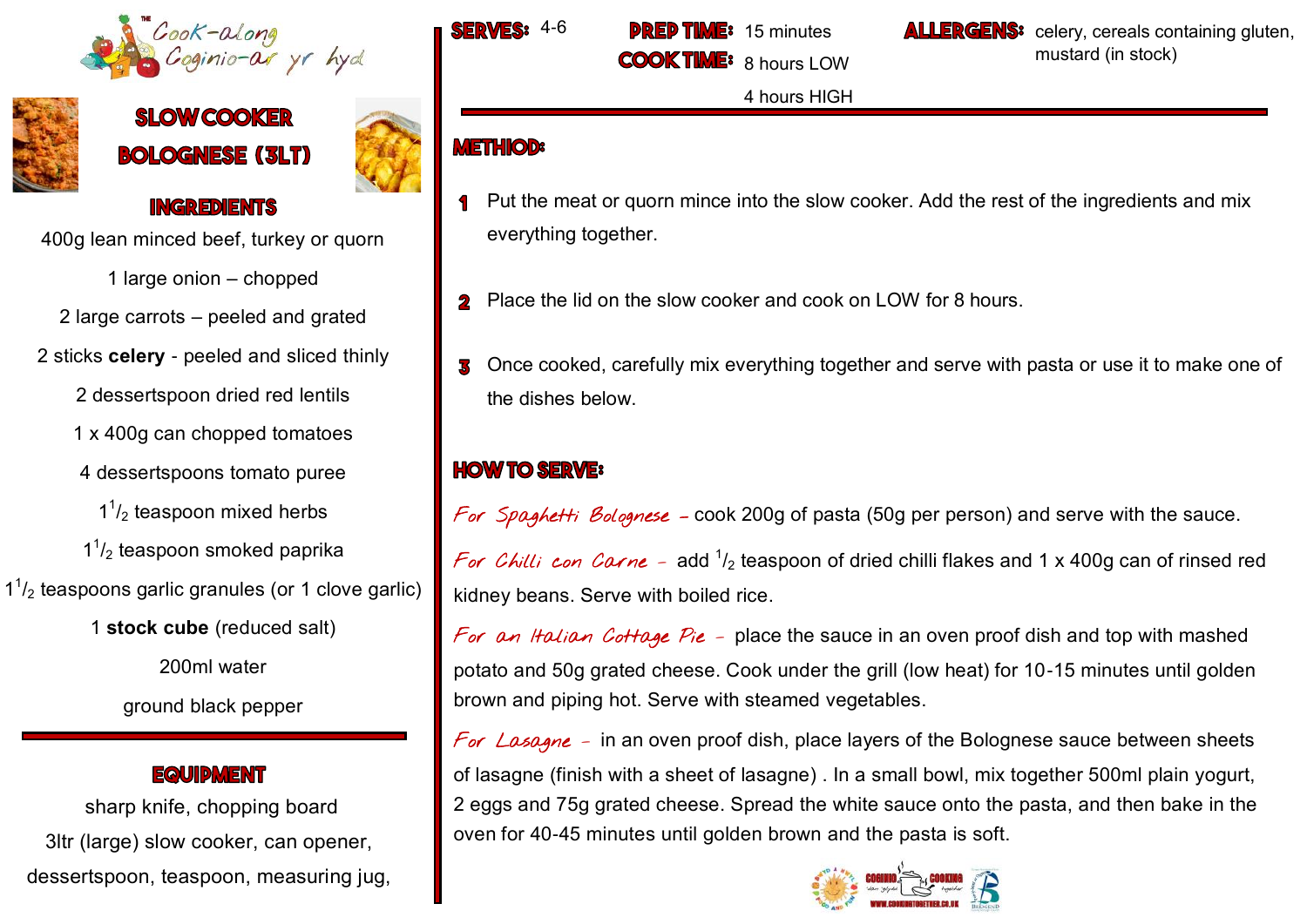Cook-along
Coginio-ar yr hyd

# SLOW COOKER BOLOGNESE (3LT)

## INGREDIENTS

400g lean minced beef, turkey or quorn

1 large onion – chopped

2 large carrots – peeled and grated

2 sticks **celery** - peeled and sliced thinly

2 dessertspoon dried red lentils

1 x 400g can chopped tomatoes

4 dessertspoons tomato puree

$1^1/_2$ teaspoon mixed herbs

$1^1/_2$ teaspoon smoked paprika

$1^1/_2$ teaspoons garlic granules (or 1 clove garlic)

1 **stock cube** (reduced salt)

200ml water

ground black pepper

## EQUIPMENT

sharp knife, chopping board

3ltr (large) slow cooker, can opener,

dessertspoon, teaspoon, measuring jug,

**SERVES:** 4-6

**PREP TIME:** 15 minutes

**COOK TIME:** 8 hours LOW

4 hours HIGH

**ALLERGENS:** celery, cereals containing gluten, mustard (in stock)

## METHOD:

1. Put the meat or quorn mince into the slow cooker. Add the rest of the ingredients and mix everything together.

2. Place the lid on the slow cooker and cook on LOW for 8 hours.

3. Once cooked, carefully mix everything together and serve with pasta or use it to make one of the dishes below.

## HOW TO SERVE:

*For Spaghetti Bolognese* – cook 200g of pasta (50g per person) and serve with the sauce.

*For Chilli con Carne* – add $^1/_2$ teaspoon of dried chilli flakes and 1 x 400g can of rinsed red kidney beans. Serve with boiled rice.

*For an Italian Cottage Pie* – place the sauce in an oven proof dish and top with mashed potato and 50g grated cheese. Cook under the grill (low heat) for 10-15 minutes until golden brown and piping hot. Serve with steamed vegetables.

*For Lasagne* – in an oven proof dish, place layers of the Bolognese sauce between sheets of lasagne (finish with a sheet of lasagne) . In a small bowl, mix together 500ml plain yogurt, 2 eggs and 75g grated cheese. Spread the white sauce onto the pasta, and then bake in the oven for 40-45 minutes until golden brown and the pasta is soft.

WWW.COOKINGTOGETHER.CO.UK